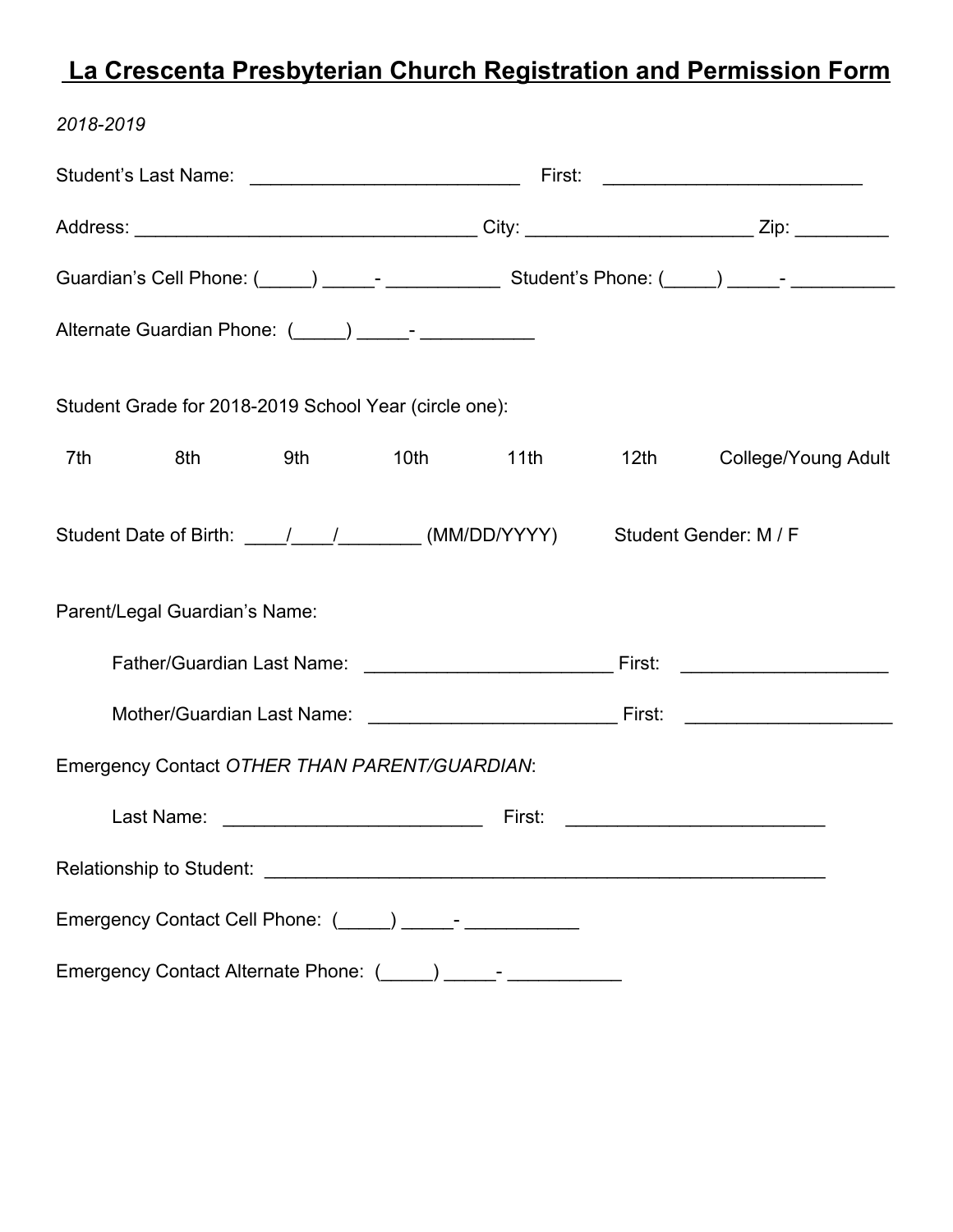# La Crescenta Presbyterian Church Registration and Permission Form

*2018-2019*

Student's Last Name: __________________________ First: _________________________

Address: _________________________________ City: ______________________ Zip: _________

Guardian's Cell Phone: (_____) _____- ___________ Student's Phone: (_____) _____- __________

Alternate Guardian Phone: (_____) _____- ___________

Student Grade for 2018-2019 School Year (circle one):

7th 8th 9th 10th 11th 12th College/Young Adult

Student Date of Birth: ____/____/________ (MM/DD/YYYY) Student Gender: M / F

Parent/Legal Guardian's Name:

Father/Guardian Last Name: ________________________ First: ____________________

Mother/Guardian Last Name: ________________________ First: ____________________

Emergency Contact *OTHER THAN PARENT/GUARDIAN*:

Last Name: _________________________ First: _________________________

Relationship to Student: ______________________________________________________

Emergency Contact Cell Phone: (_____) _____- ___________

Emergency Contact Alternate Phone: (_____) _____- ___________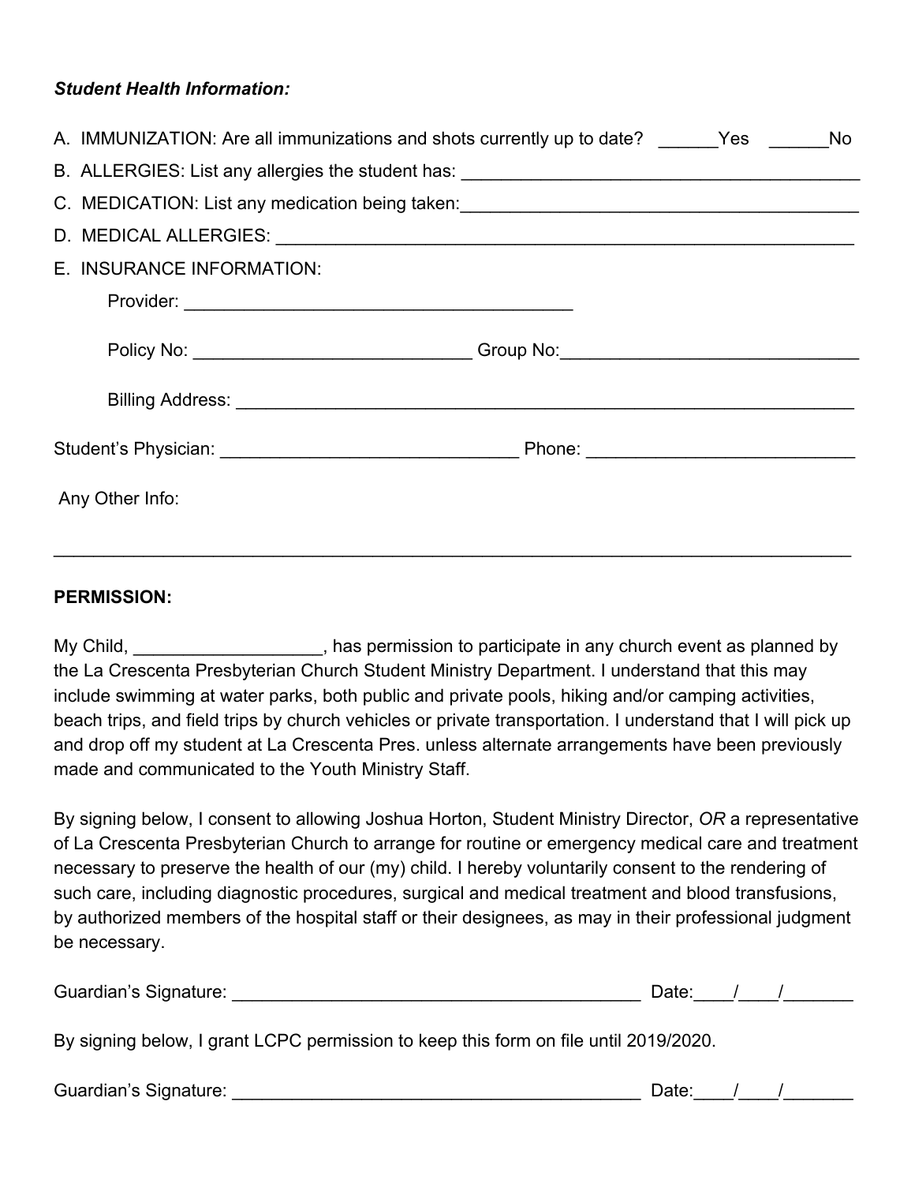***Student Health Information:***

A. IMMUNIZATION: Are all immunizations and shots currently up to date? ______Yes ______No

B. ALLERGIES: List any allergies the student has: ________________________________________

C. MEDICATION: List any medication being taken:________________________________________

D. MEDICAL ALLERGIES: ____________________________________________________________

E. INSURANCE INFORMATION:

Provider: ________________________________________

Policy No: ____________________________ Group No:______________________________

Billing Address: __________________________________________________________________

Student's Physician: ______________________________ Phone: ___________________________

Any Other Info:

___________________________________________________________________________________

**PERMISSION:**

My Child, ___________________, has permission to participate in any church event as planned by the La Crescenta Presbyterian Church Student Ministry Department. I understand that this may include swimming at water parks, both public and private pools, hiking and/or camping activities, beach trips, and field trips by church vehicles or private transportation. I understand that I will pick up and drop off my student at La Crescenta Pres. unless alternate arrangements have been previously made and communicated to the Youth Ministry Staff.

By signing below, I consent to allowing Joshua Horton, Student Ministry Director, *OR* a representative of La Crescenta Presbyterian Church to arrange for routine or emergency medical care and treatment necessary to preserve the health of our (my) child. I hereby voluntarily consent to the rendering of such care, including diagnostic procedures, surgical and medical treatment and blood transfusions, by authorized members of the hospital staff or their designees, as may in their professional judgment be necessary.

Guardian's Signature: __________________________________________ Date:____/____/_______

By signing below, I grant LCPC permission to keep this form on file until 2019/2020.

Guardian's Signature: __________________________________________ Date:____/____/_______